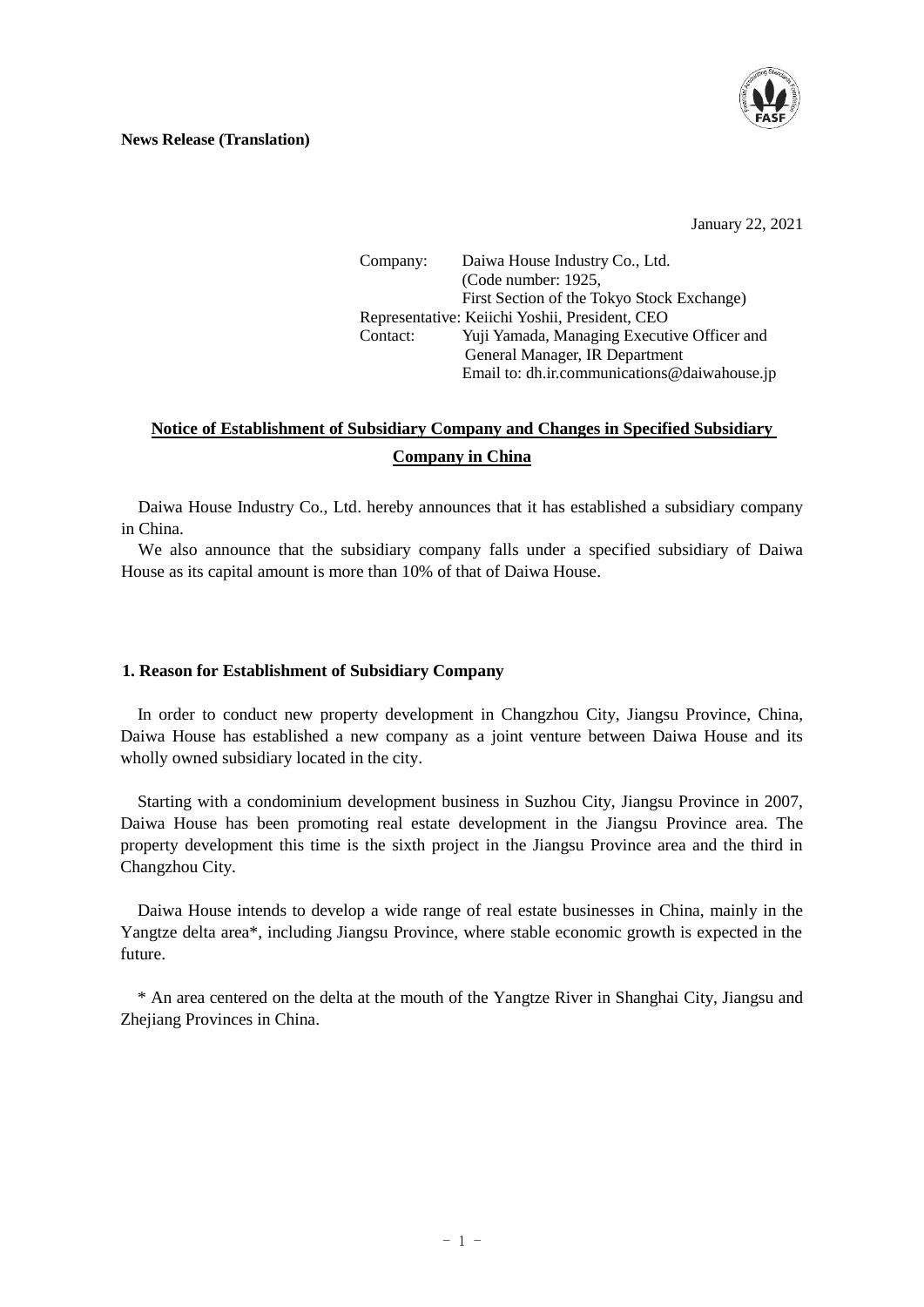**News Release (Translation)**

January 22, 2021

Company: Daiwa House Industry Co., Ltd.
(Code number: 1925,
First Section of the Tokyo Stock Exchange)
Representative: Keiichi Yoshii, President, CEO
Contact: Yuji Yamada, Managing Executive Officer and
General Manager, IR Department
Email to: dh.ir.communications@daiwahouse.jp

# Notice of Establishment of Subsidiary Company and Changes in Specified Subsidiary Company in China

Daiwa House Industry Co., Ltd. hereby announces that it has established a subsidiary company in China.

We also announce that the subsidiary company falls under a specified subsidiary of Daiwa House as its capital amount is more than 10% of that of Daiwa House.

## 1. Reason for Establishment of Subsidiary Company

In order to conduct new property development in Changzhou City, Jiangsu Province, China, Daiwa House has established a new company as a joint venture between Daiwa House and its wholly owned subsidiary located in the city.

Starting with a condominium development business in Suzhou City, Jiangsu Province in 2007, Daiwa House has been promoting real estate development in the Jiangsu Province area. The property development this time is the sixth project in the Jiangsu Province area and the third in Changzhou City.

Daiwa House intends to develop a wide range of real estate businesses in China, mainly in the Yangtze delta area*, including Jiangsu Province, where stable economic growth is expected in the future.

* An area centered on the delta at the mouth of the Yangtze River in Shanghai City, Jiangsu and Zhejiang Provinces in China.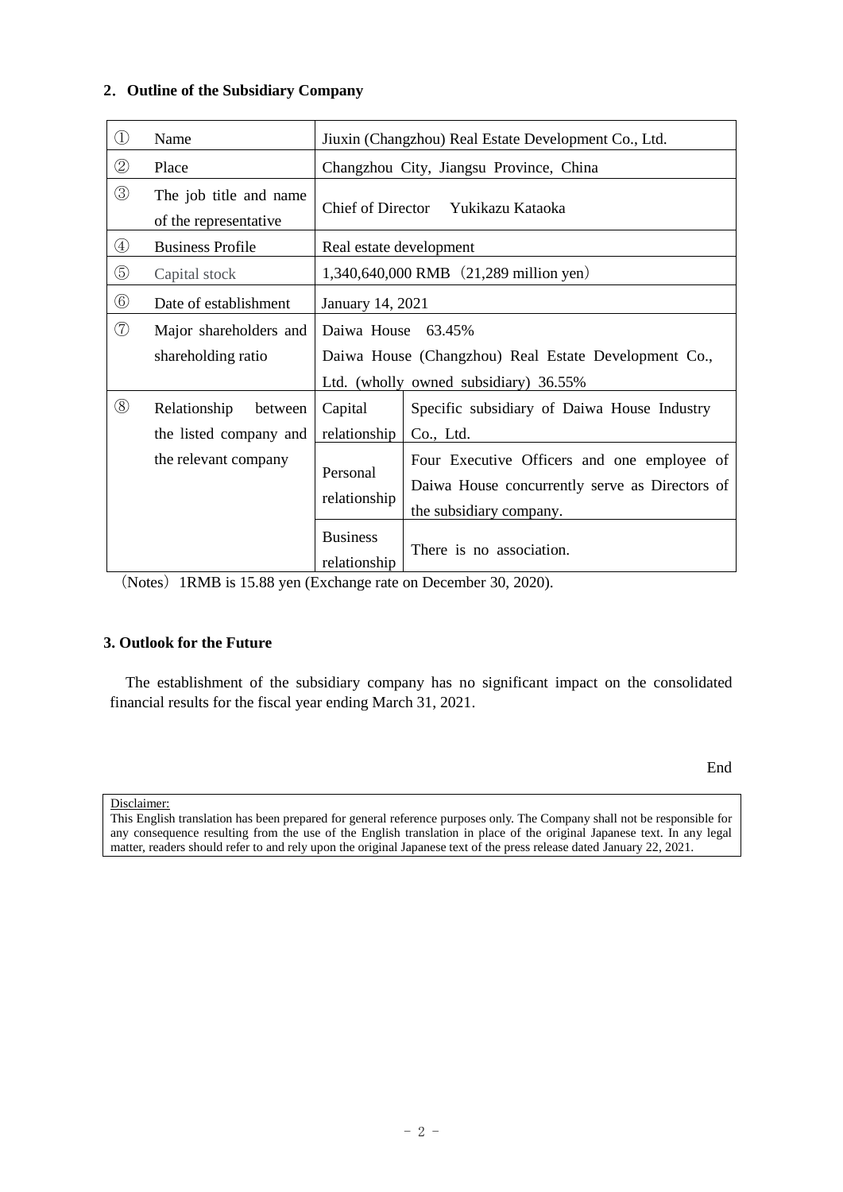## 2. Outline of the Subsidiary Company

| | | | |
|---|---|---|---|
| ① | Name | Jiuxin (Changzhou) Real Estate Development Co., Ltd. | |
| ② | Place | Changzhou City, Jiangsu Province, China | |
| ③ | The job title and name of the representative | Chief of Director Yukikazu Kataoka | |
| ④ | Business Profile | Real estate development | |
| ⑤ | Capital stock | 1,340,640,000 RMB（21,289 million yen） | |
| ⑥ | Date of establishment | January 14, 2021 | |
| ⑦ | Major shareholders and shareholding ratio | Daiwa House 63.45%<br>Daiwa House (Changzhou) Real Estate Development Co., Ltd. (wholly owned subsidiary) 36.55% | |
| ⑧ | Relationship between the listed company and the relevant company | Capital relationship | Specific subsidiary of Daiwa House Industry Co., Ltd. |
| | | Personal relationship | Four Executive Officers and one employee of Daiwa House concurrently serve as Directors of the subsidiary company. |
| | | Business relationship | There is no association. |

（Notes）1RMB is 15.88 yen (Exchange rate on December 30, 2020).

## 3. Outlook for the Future

The establishment of the subsidiary company has no significant impact on the consolidated financial results for the fiscal year ending March 31, 2021.

End

Disclaimer:
This English translation has been prepared for general reference purposes only. The Company shall not be responsible for any consequence resulting from the use of the English translation in place of the original Japanese text. In any legal matter, readers should refer to and rely upon the original Japanese text of the press release dated January 22, 2021.